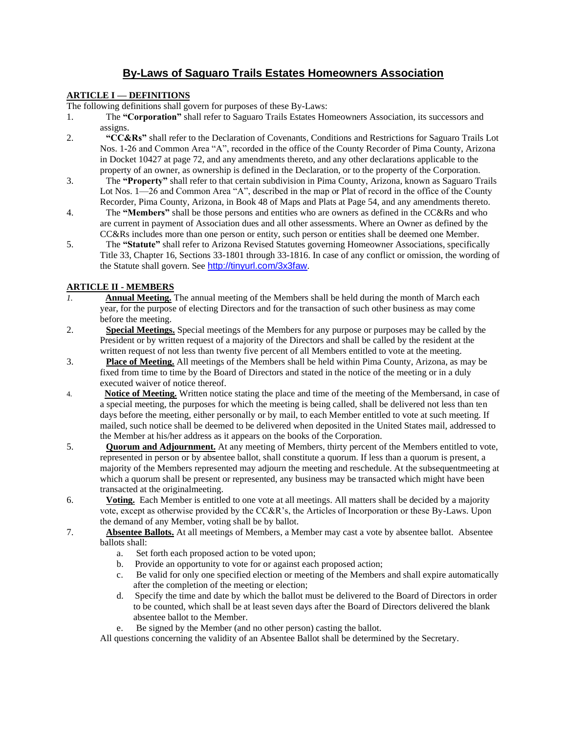# By-Laws of Saguaro Trails Estates Homeowners Association

## ARTICLE I — DEFINITIONS

The following definitions shall govern for purposes of these By-Laws:

1. The **"Corporation"** shall refer to Saguaro Trails Estates Homeowners Association, its successors and assigns.
2. **"CC&Rs"** shall refer to the Declaration of Covenants, Conditions and Restrictions for Saguaro Trails Lot Nos. 1-26 and Common Area "A", recorded in the office of the County Recorder of Pima County, Arizona in Docket 10427 at page 72, and any amendments thereto, and any other declarations applicable to the property of an owner, as ownership is defined in the Declaration, or to the property of the Corporation.
3. The **"Property"** shall refer to that certain subdivision in Pima County, Arizona, known as Saguaro Trails Lot Nos. 1—26 and Common Area "A", described in the map or Plat of record in the office of the County Recorder, Pima County, Arizona, in Book 48 of Maps and Plats at Page 54, and any amendments thereto.
4. The **"Members"** shall be those persons and entities who are owners as defined in the CC&Rs and who are current in payment of Association dues and all other assessments. Where an Owner as defined by the CC&Rs includes more than one person or entity, such person or entities shall be deemed one Member.
5. The **"Statute"** shall refer to Arizona Revised Statutes governing Homeowner Associations, specifically Title 33, Chapter 16, Sections 33-1801 through 33-1816. In case of any conflict or omission, the wording of the Statute shall govern. See http://tinyurl.com/3x3faw.

## ARTICLE II - MEMBERS

1. **Annual Meeting.** The annual meeting of the Members shall be held during the month of March each year, for the purpose of electing Directors and for the transaction of such other business as may come before the meeting.
2. **Special Meetings.** Special meetings of the Members for any purpose or purposes may be called by the President or by written request of a majority of the Directors and shall be called by the resident at the written request of not less than twenty five percent of all Members entitled to vote at the meeting.
3. **Place of Meeting.** All meetings of the Members shall be held within Pima County, Arizona, as may be fixed from time to time by the Board of Directors and stated in the notice of the meeting or in a duly executed waiver of notice thereof.
4. **Notice of Meeting.** Written notice stating the place and time of the meeting of the Membersand, in case of a special meeting, the purposes for which the meeting is being called, shall be delivered not less than ten days before the meeting, either personally or by mail, to each Member entitled to vote at such meeting. If mailed, such notice shall be deemed to be delivered when deposited in the United States mail, addressed to the Member at his/her address as it appears on the books of the Corporation.
5. **Quorum and Adjournment.** At any meeting of Members, thirty percent of the Members entitled to vote, represented in person or by absentee ballot, shall constitute a quorum. If less than a quorum is present, a majority of the Members represented may adjourn the meeting and reschedule. At the subsequentmeeting at which a quorum shall be present or represented, any business may be transacted which might have been transacted at the originalmeeting.
6. **Voting.** Each Member is entitled to one vote at all meetings. All matters shall be decided by a majority vote, except as otherwise provided by the CC&R's, the Articles of Incorporation or these By-Laws. Upon the demand of any Member, voting shall be by ballot.
7. **Absentee Ballots.** At all meetings of Members, a Member may cast a vote by absentee ballot. Absentee ballots shall:
   a. Set forth each proposed action to be voted upon;
   b. Provide an opportunity to vote for or against each proposed action;
   c. Be valid for only one specified election or meeting of the Members and shall expire automatically after the completion of the meeting or election;
   d. Specify the time and date by which the ballot must be delivered to the Board of Directors in order to be counted, which shall be at least seven days after the Board of Directors delivered the blank absentee ballot to the Member.
   e. Be signed by the Member (and no other person) casting the ballot.

   All questions concerning the validity of an Absentee Ballot shall be determined by the Secretary.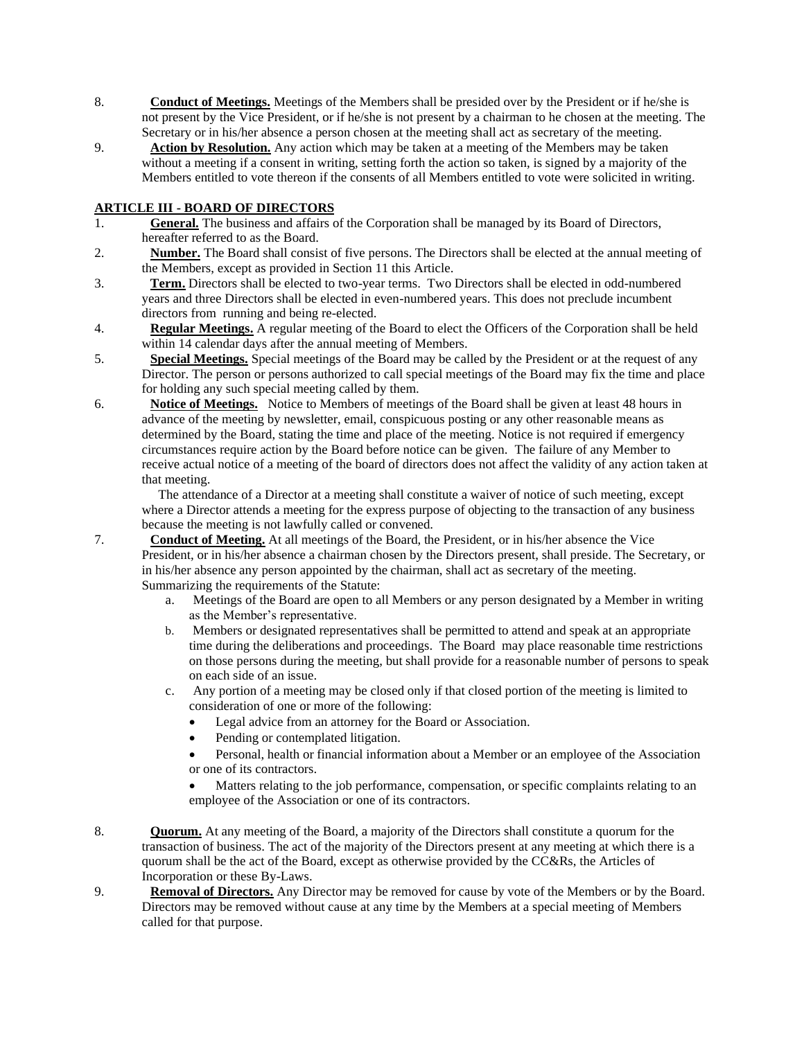8. **Conduct of Meetings.** Meetings of the Members shall be presided over by the President or if he/she is not present by the Vice President, or if he/she is not present by a chairman to he chosen at the meeting. The Secretary or in his/her absence a person chosen at the meeting shall act as secretary of the meeting.
9. **Action by Resolution.** Any action which may be taken at a meeting of the Members may be taken without a meeting if a consent in writing, setting forth the action so taken, is signed by a majority of the Members entitled to vote thereon if the consents of all Members entitled to vote were solicited in writing.

## ARTICLE III - BOARD OF DIRECTORS

1. **General.** The business and affairs of the Corporation shall be managed by its Board of Directors, hereafter referred to as the Board.
2. **Number.** The Board shall consist of five persons. The Directors shall be elected at the annual meeting of the Members, except as provided in Section 11 this Article.
3. **Term.** Directors shall be elected to two-year terms. Two Directors shall be elected in odd-numbered years and three Directors shall be elected in even-numbered years. This does not preclude incumbent directors from running and being re-elected.
4. **Regular Meetings.** A regular meeting of the Board to elect the Officers of the Corporation shall be held within 14 calendar days after the annual meeting of Members.
5. **Special Meetings.** Special meetings of the Board may be called by the President or at the request of any Director. The person or persons authorized to call special meetings of the Board may fix the time and place for holding any such special meeting called by them.
6. **Notice of Meetings.** Notice to Members of meetings of the Board shall be given at least 48 hours in advance of the meeting by newsletter, email, conspicuous posting or any other reasonable means as determined by the Board, stating the time and place of the meeting. Notice is not required if emergency circumstances require action by the Board before notice can be given. The failure of any Member to receive actual notice of a meeting of the board of directors does not affect the validity of any action taken at that meeting.

   The attendance of a Director at a meeting shall constitute a waiver of notice of such meeting, except where a Director attends a meeting for the express purpose of objecting to the transaction of any business because the meeting is not lawfully called or convened.
7. **Conduct of Meeting.** At all meetings of the Board, the President, or in his/her absence the Vice President, or in his/her absence a chairman chosen by the Directors present, shall preside. The Secretary, or in his/her absence any person appointed by the chairman, shall act as secretary of the meeting. Summarizing the requirements of the Statute:
   a. Meetings of the Board are open to all Members or any person designated by a Member in writing as the Member's representative.
   b. Members or designated representatives shall be permitted to attend and speak at an appropriate time during the deliberations and proceedings. The Board may place reasonable time restrictions on those persons during the meeting, but shall provide for a reasonable number of persons to speak on each side of an issue.
   c. Any portion of a meeting may be closed only if that closed portion of the meeting is limited to consideration of one or more of the following:
      - Legal advice from an attorney for the Board or Association.
      - Pending or contemplated litigation.
      - Personal, health or financial information about a Member or an employee of the Association or one of its contractors.
      - Matters relating to the job performance, compensation, or specific complaints relating to an employee of the Association or one of its contractors.
8. **Quorum.** At any meeting of the Board, a majority of the Directors shall constitute a quorum for the transaction of business. The act of the majority of the Directors present at any meeting at which there is a quorum shall be the act of the Board, except as otherwise provided by the CC&Rs, the Articles of Incorporation or these By-Laws.
9. **Removal of Directors.** Any Director may be removed for cause by vote of the Members or by the Board. Directors may be removed without cause at any time by the Members at a special meeting of Members called for that purpose.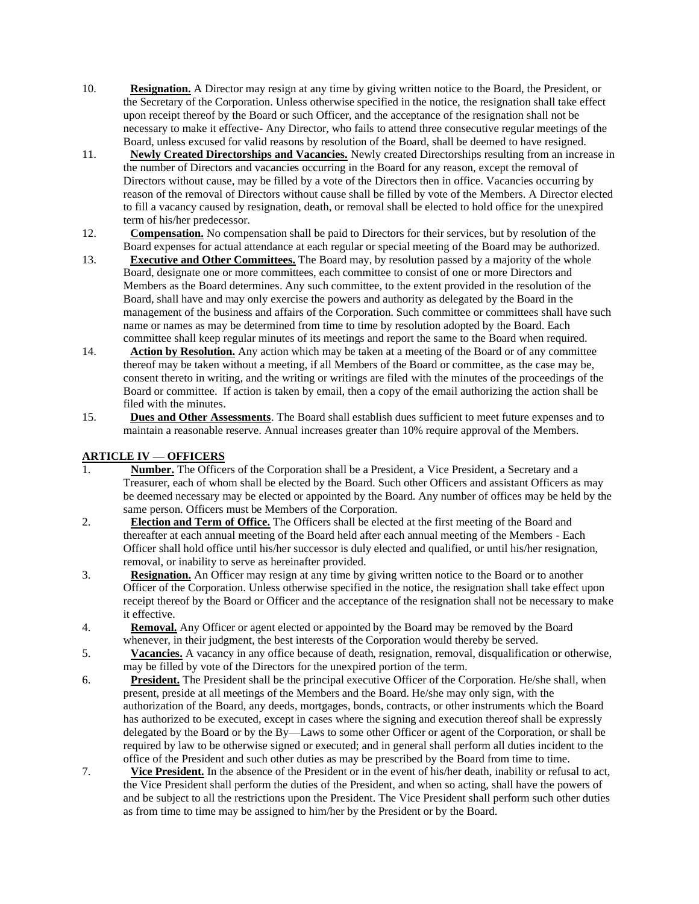10. **Resignation.** A Director may resign at any time by giving written notice to the Board, the President, or the Secretary of the Corporation. Unless otherwise specified in the notice, the resignation shall take effect upon receipt thereof by the Board or such Officer, and the acceptance of the resignation shall not be necessary to make it effective- Any Director, who fails to attend three consecutive regular meetings of the Board, unless excused for valid reasons by resolution of the Board, shall be deemed to have resigned.

11. **Newly Created Directorships and Vacancies.** Newly created Directorships resulting from an increase in the number of Directors and vacancies occurring in the Board for any reason, except the removal of Directors without cause, may be filled by a vote of the Directors then in office. Vacancies occurring by reason of the removal of Directors without cause shall be filled by vote of the Members. A Director elected to fill a vacancy caused by resignation, death, or removal shall be elected to hold office for the unexpired term of his/her predecessor.

12. **Compensation.** No compensation shall be paid to Directors for their services, but by resolution of the Board expenses for actual attendance at each regular or special meeting of the Board may be authorized.

13. **Executive and Other Committees.** The Board may, by resolution passed by a majority of the whole Board, designate one or more committees, each committee to consist of one or more Directors and Members as the Board determines. Any such committee, to the extent provided in the resolution of the Board, shall have and may only exercise the powers and authority as delegated by the Board in the management of the business and affairs of the Corporation. Such committee or committees shall have such name or names as may be determined from time to time by resolution adopted by the Board. Each committee shall keep regular minutes of its meetings and report the same to the Board when required.

14. **Action by Resolution.** Any action which may be taken at a meeting of the Board or of any committee thereof may be taken without a meeting, if all Members of the Board or committee, as the case may be, consent thereto in writing, and the writing or writings are filed with the minutes of the proceedings of the Board or committee. If action is taken by email, then a copy of the email authorizing the action shall be filed with the minutes.

15. **Dues and Other Assessments**. The Board shall establish dues sufficient to meet future expenses and to maintain a reasonable reserve. Annual increases greater than 10% require approval of the Members.

## ARTICLE IV — OFFICERS

1. **Number.** The Officers of the Corporation shall be a President, a Vice President, a Secretary and a Treasurer, each of whom shall be elected by the Board. Such other Officers and assistant Officers as may be deemed necessary may be elected or appointed by the Board. Any number of offices may be held by the same person. Officers must be Members of the Corporation.

2. **Election and Term of Office.** The Officers shall be elected at the first meeting of the Board and thereafter at each annual meeting of the Board held after each annual meeting of the Members - Each Officer shall hold office until his/her successor is duly elected and qualified, or until his/her resignation, removal, or inability to serve as hereinafter provided.

3. **Resignation.** An Officer may resign at any time by giving written notice to the Board or to another Officer of the Corporation. Unless otherwise specified in the notice, the resignation shall take effect upon receipt thereof by the Board or Officer and the acceptance of the resignation shall not be necessary to make it effective.

4. **Removal.** Any Officer or agent elected or appointed by the Board may be removed by the Board whenever, in their judgment, the best interests of the Corporation would thereby be served.

5. **Vacancies.** A vacancy in any office because of death, resignation, removal, disqualification or otherwise, may be filled by vote of the Directors for the unexpired portion of the term.

6. **President.** The President shall be the principal executive Officer of the Corporation. He/she shall, when present, preside at all meetings of the Members and the Board. He/she may only sign, with the authorization of the Board, any deeds, mortgages, bonds, contracts, or other instruments which the Board has authorized to be executed, except in cases where the signing and execution thereof shall be expressly delegated by the Board or by the By—Laws to some other Officer or agent of the Corporation, or shall be required by law to be otherwise signed or executed; and in general shall perform all duties incident to the office of the President and such other duties as may be prescribed by the Board from time to time.

7. **Vice President.** In the absence of the President or in the event of his/her death, inability or refusal to act, the Vice President shall perform the duties of the President, and when so acting, shall have the powers of and be subject to all the restrictions upon the President. The Vice President shall perform such other duties as from time to time may be assigned to him/her by the President or by the Board.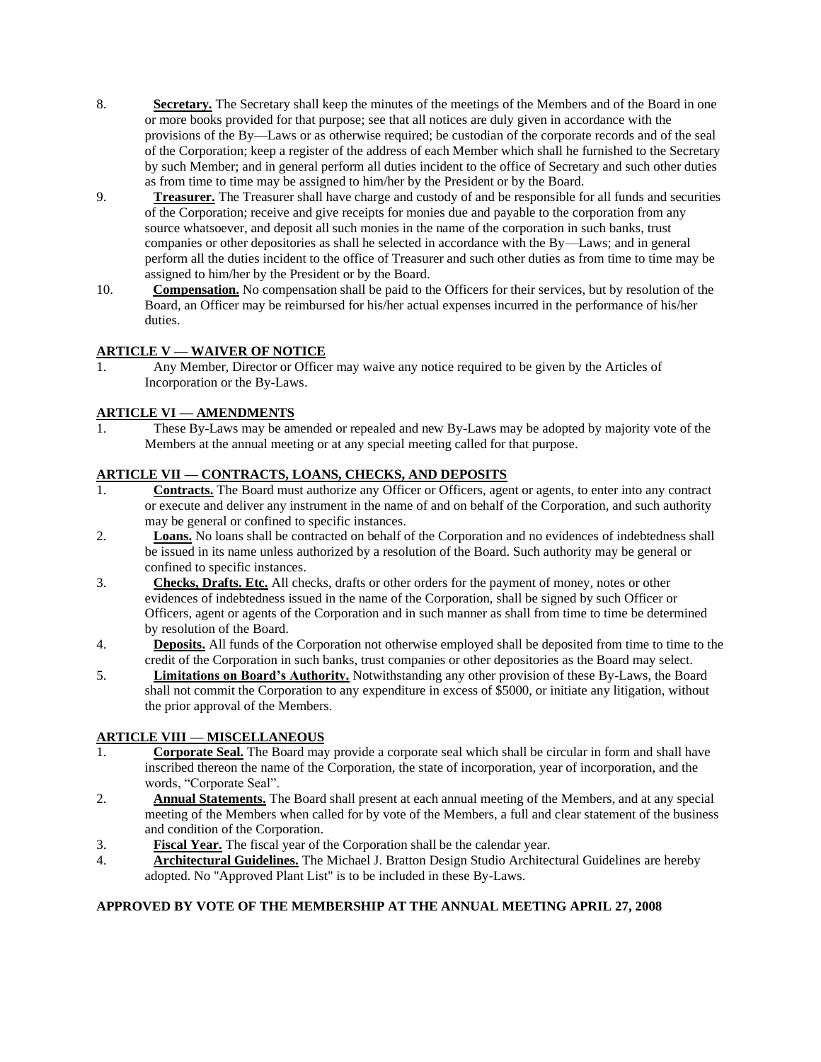8. **Secretary.** The Secretary shall keep the minutes of the meetings of the Members and of the Board in one or more books provided for that purpose; see that all notices are duly given in accordance with the provisions of the By—Laws or as otherwise required; be custodian of the corporate records and of the seal of the Corporation; keep a register of the address of each Member which shall he furnished to the Secretary by such Member; and in general perform all duties incident to the office of Secretary and such other duties as from time to time may be assigned to him/her by the President or by the Board.
9. **Treasurer.** The Treasurer shall have charge and custody of and be responsible for all funds and securities of the Corporation; receive and give receipts for monies due and payable to the corporation from any source whatsoever, and deposit all such monies in the name of the corporation in such banks, trust companies or other depositories as shall he selected in accordance with the By—Laws; and in general perform all the duties incident to the office of Treasurer and such other duties as from time to time may be assigned to him/her by the President or by the Board.
10. **Compensation.** No compensation shall be paid to the Officers for their services, but by resolution of the Board, an Officer may be reimbursed for his/her actual expenses incurred in the performance of his/her duties.

## ARTICLE V — WAIVER OF NOTICE

1. Any Member, Director or Officer may waive any notice required to be given by the Articles of Incorporation or the By-Laws.

## ARTICLE VI — AMENDMENTS

1. These By-Laws may be amended or repealed and new By-Laws may be adopted by majority vote of the Members at the annual meeting or at any special meeting called for that purpose.

## ARTICLE VII — CONTRACTS, LOANS, CHECKS, AND DEPOSITS

1. **Contracts.** The Board must authorize any Officer or Officers, agent or agents, to enter into any contract or execute and deliver any instrument in the name of and on behalf of the Corporation, and such authority may be general or confined to specific instances.
2. **Loans.** No loans shall be contracted on behalf of the Corporation and no evidences of indebtedness shall be issued in its name unless authorized by a resolution of the Board. Such authority may be general or confined to specific instances.
3. **Checks, Drafts. Etc.** All checks, drafts or other orders for the payment of money, notes or other evidences of indebtedness issued in the name of the Corporation, shall be signed by such Officer or Officers, agent or agents of the Corporation and in such manner as shall from time to time be determined by resolution of the Board.
4. **Deposits.** All funds of the Corporation not otherwise employed shall be deposited from time to time to the credit of the Corporation in such banks, trust companies or other depositories as the Board may select.
5. **Limitations on Board's Authority.** Notwithstanding any other provision of these By-Laws, the Board shall not commit the Corporation to any expenditure in excess of $5000, or initiate any litigation, without the prior approval of the Members.

## ARTICLE VIII — MISCELLANEOUS

1. **Corporate Seal.** The Board may provide a corporate seal which shall be circular in form and shall have inscribed thereon the name of the Corporation, the state of incorporation, year of incorporation, and the words, "Corporate Seal".
2. **Annual Statements.** The Board shall present at each annual meeting of the Members, and at any special meeting of the Members when called for by vote of the Members, a full and clear statement of the business and condition of the Corporation.
3. **Fiscal Year.** The fiscal year of the Corporation shall be the calendar year.
4. **Architectural Guidelines.** The Michael J. Bratton Design Studio Architectural Guidelines are hereby adopted. No "Approved Plant List" is to be included in these By-Laws.

**APPROVED BY VOTE OF THE MEMBERSHIP AT THE ANNUAL MEETING APRIL 27, 2008**